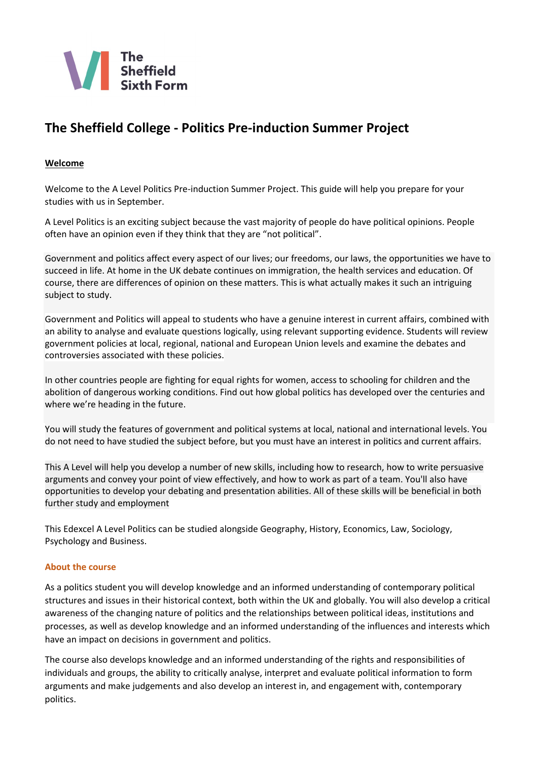The Sheffield Sixth Form

# The Sheffield College - Politics Pre-induction Summer Project

**Welcome**

Welcome to the A Level Politics Pre-induction Summer Project. This guide will help you prepare for your studies with us in September.

A Level Politics is an exciting subject because the vast majority of people do have political opinions. People often have an opinion even if they think that they are "not political".

Government and politics affect every aspect of our lives; our freedoms, our laws, the opportunities we have to succeed in life. At home in the UK debate continues on immigration, the health services and education. Of course, there are differences of opinion on these matters. This is what actually makes it such an intriguing subject to study.

Government and Politics will appeal to students who have a genuine interest in current affairs, combined with an ability to analyse and evaluate questions logically, using relevant supporting evidence. Students will review government policies at local, regional, national and European Union levels and examine the debates and controversies associated with these policies.

In other countries people are fighting for equal rights for women, access to schooling for children and the abolition of dangerous working conditions. Find out how global politics has developed over the centuries and where we're heading in the future.

You will study the features of government and political systems at local, national and international levels. You do not need to have studied the subject before, but you must have an interest in politics and current affairs.

This A Level will help you develop a number of new skills, including how to research, how to write persuasive arguments and convey your point of view effectively, and how to work as part of a team. You'll also have opportunities to develop your debating and presentation abilities. All of these skills will be beneficial in both further study and employment

This Edexcel A Level Politics can be studied alongside Geography, History, Economics, Law, Sociology, Psychology and Business.

## About the course

As a politics student you will develop knowledge and an informed understanding of contemporary political structures and issues in their historical context, both within the UK and globally. You will also develop a critical awareness of the changing nature of politics and the relationships between political ideas, institutions and processes, as well as develop knowledge and an informed understanding of the influences and interests which have an impact on decisions in government and politics.

The course also develops knowledge and an informed understanding of the rights and responsibilities of individuals and groups, the ability to critically analyse, interpret and evaluate political information to form arguments and make judgements and also develop an interest in, and engagement with, contemporary politics.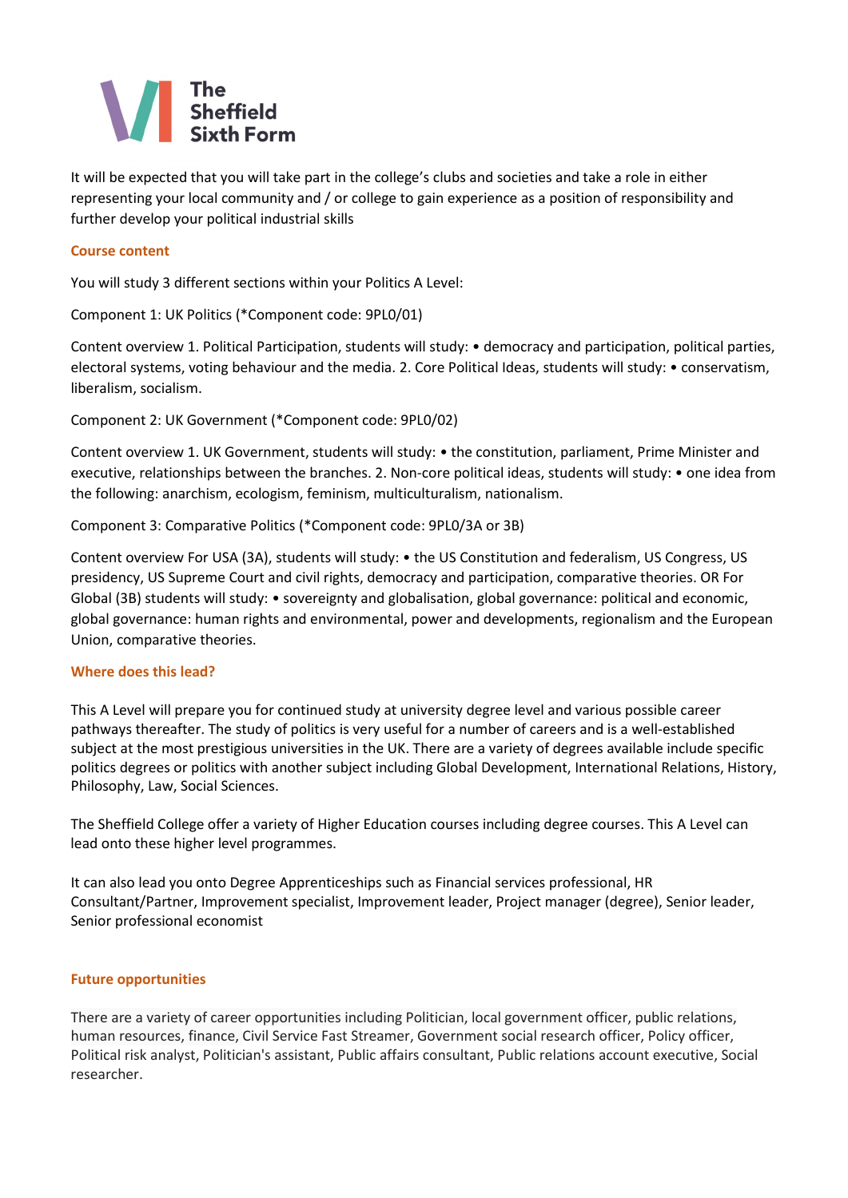It will be expected that you will take part in the college's clubs and societies and take a role in either representing your local community and / or college to gain experience as a position of responsibility and further develop your political industrial skills

## Course content

You will study 3 different sections within your Politics A Level:

Component 1: UK Politics (*Component code: 9PL0/01)

Content overview 1. Political Participation, students will study: • democracy and participation, political parties, electoral systems, voting behaviour and the media. 2. Core Political Ideas, students will study: • conservatism, liberalism, socialism.

Component 2: UK Government (*Component code: 9PL0/02)

Content overview 1. UK Government, students will study: • the constitution, parliament, Prime Minister and executive, relationships between the branches. 2. Non-core political ideas, students will study: • one idea from the following: anarchism, ecologism, feminism, multiculturalism, nationalism.

Component 3: Comparative Politics (*Component code: 9PL0/3A or 3B)

Content overview For USA (3A), students will study: • the US Constitution and federalism, US Congress, US presidency, US Supreme Court and civil rights, democracy and participation, comparative theories. OR For Global (3B) students will study: • sovereignty and globalisation, global governance: political and economic, global governance: human rights and environmental, power and developments, regionalism and the European Union, comparative theories.

## Where does this lead?

This A Level will prepare you for continued study at university degree level and various possible career pathways thereafter. The study of politics is very useful for a number of careers and is a well-established subject at the most prestigious universities in the UK. There are a variety of degrees available include specific politics degrees or politics with another subject including Global Development, International Relations, History, Philosophy, Law, Social Sciences.

The Sheffield College offer a variety of Higher Education courses including degree courses. This A Level can lead onto these higher level programmes.

It can also lead you onto Degree Apprenticeships such as Financial services professional, HR Consultant/Partner, Improvement specialist, Improvement leader, Project manager (degree), Senior leader, Senior professional economist

## Future opportunities

There are a variety of career opportunities including Politician, local government officer, public relations, human resources, finance, Civil Service Fast Streamer, Government social research officer, Policy officer, Political risk analyst, Politician's assistant, Public affairs consultant, Public relations account executive, Social researcher.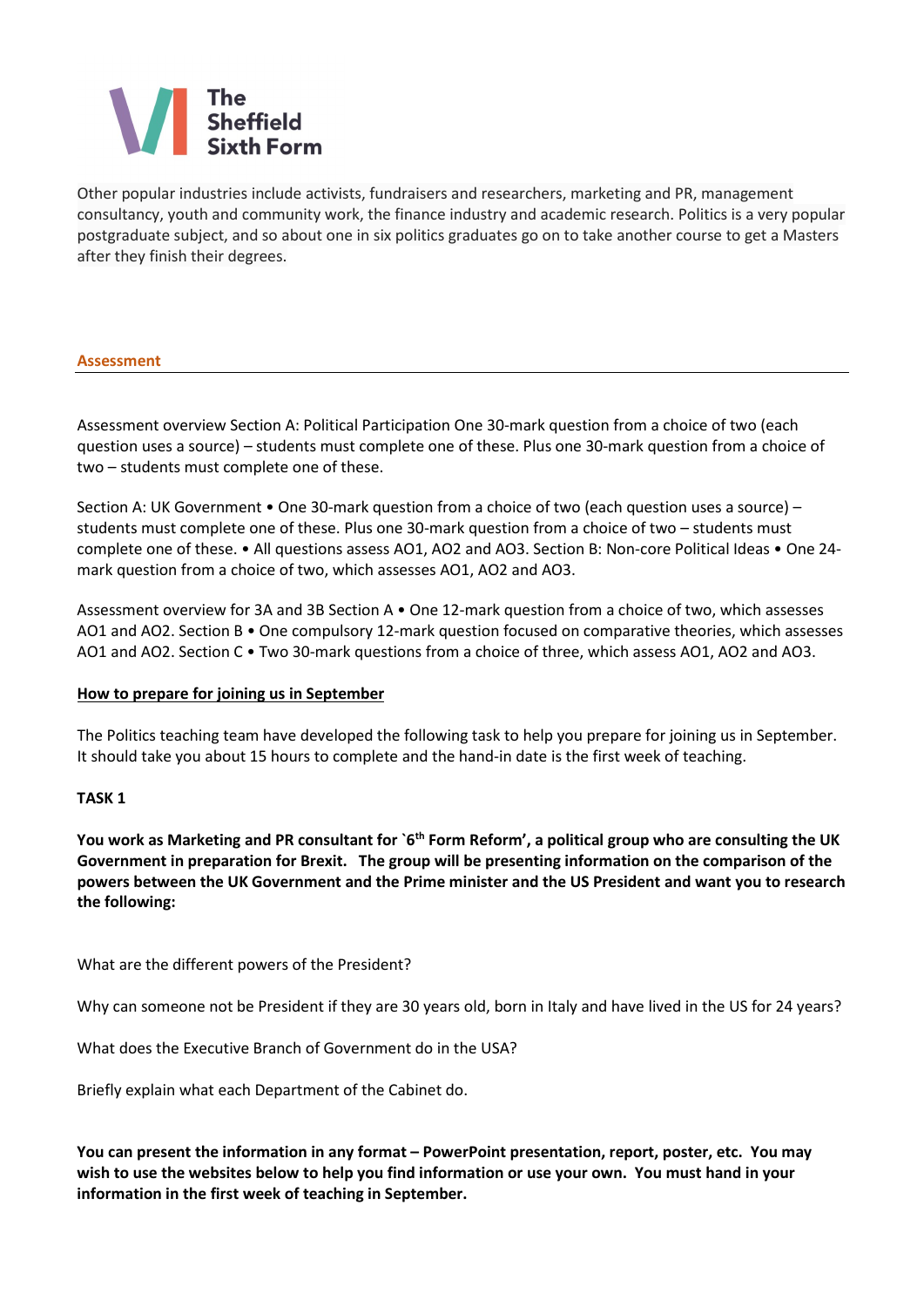Other popular industries include activists, fundraisers and researchers, marketing and PR, management consultancy, youth and community work, the finance industry and academic research. Politics is a very popular postgraduate subject, and so about one in six politics graduates go on to take another course to get a Masters after they finish their degrees.

## Assessment

Assessment overview Section A: Political Participation One 30-mark question from a choice of two (each question uses a source) – students must complete one of these. Plus one 30-mark question from a choice of two – students must complete one of these.

Section A: UK Government • One 30-mark question from a choice of two (each question uses a source) – students must complete one of these. Plus one 30-mark question from a choice of two – students must complete one of these. • All questions assess AO1, AO2 and AO3. Section B: Non-core Political Ideas • One 24-mark question from a choice of two, which assesses AO1, AO2 and AO3.

Assessment overview for 3A and 3B Section A • One 12-mark question from a choice of two, which assesses AO1 and AO2. Section B • One compulsory 12-mark question focused on comparative theories, which assesses AO1 and AO2. Section C • Two 30-mark questions from a choice of three, which assess AO1, AO2 and AO3.

**How to prepare for joining us in September**

The Politics teaching team have developed the following task to help you prepare for joining us in September. It should take you about 15 hours to complete and the hand-in date is the first week of teaching.

**TASK 1**

**You work as Marketing and PR consultant for `6th Form Reform', a political group who are consulting the UK Government in preparation for Brexit. The group will be presenting information on the comparison of the powers between the UK Government and the Prime minister and the US President and want you to research the following:**

What are the different powers of the President?

Why can someone not be President if they are 30 years old, born in Italy and have lived in the US for 24 years?

What does the Executive Branch of Government do in the USA?

Briefly explain what each Department of the Cabinet do.

**You can present the information in any format – PowerPoint presentation, report, poster, etc. You may wish to use the websites below to help you find information or use your own. You must hand in your information in the first week of teaching in September.**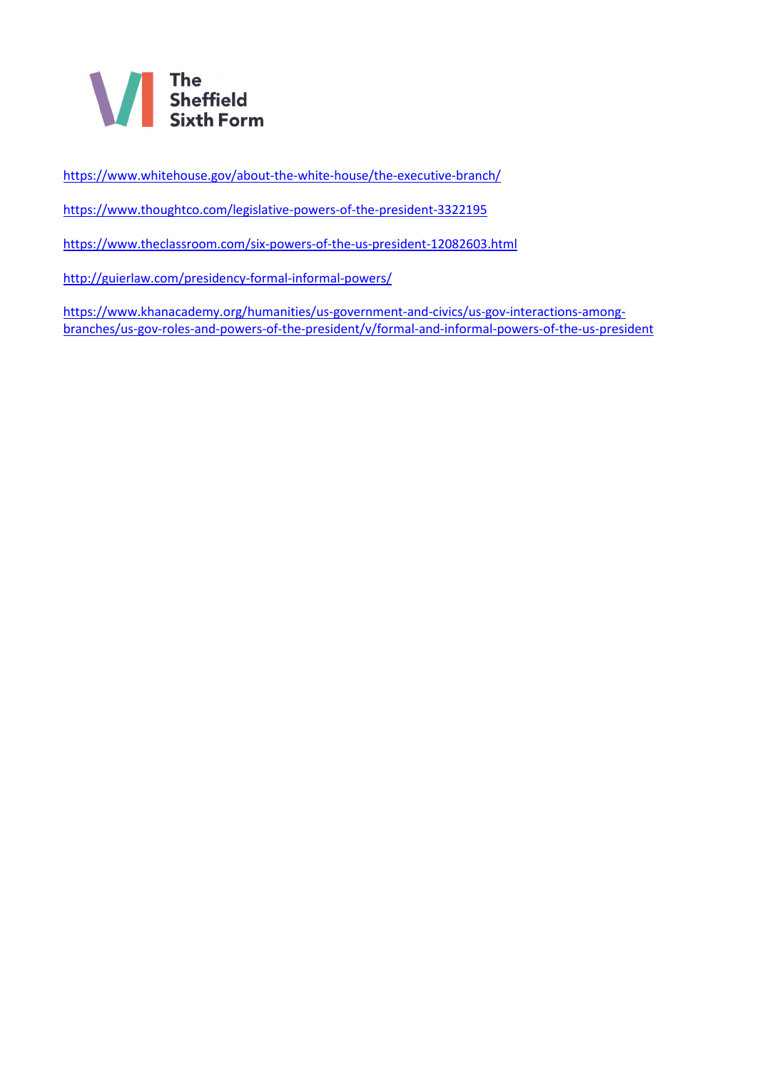https://www.whitehouse.gov/about-the-white-house/the-executive-branch/

https://www.thoughtco.com/legislative-powers-of-the-president-3322195

https://www.theclassroom.com/six-powers-of-the-us-president-12082603.html

http://guierlaw.com/presidency-formal-informal-powers/

https://www.khanacademy.org/humanities/us-government-and-civics/us-gov-interactions-among-branches/us-gov-roles-and-powers-of-the-president/v/formal-and-informal-powers-of-the-us-president